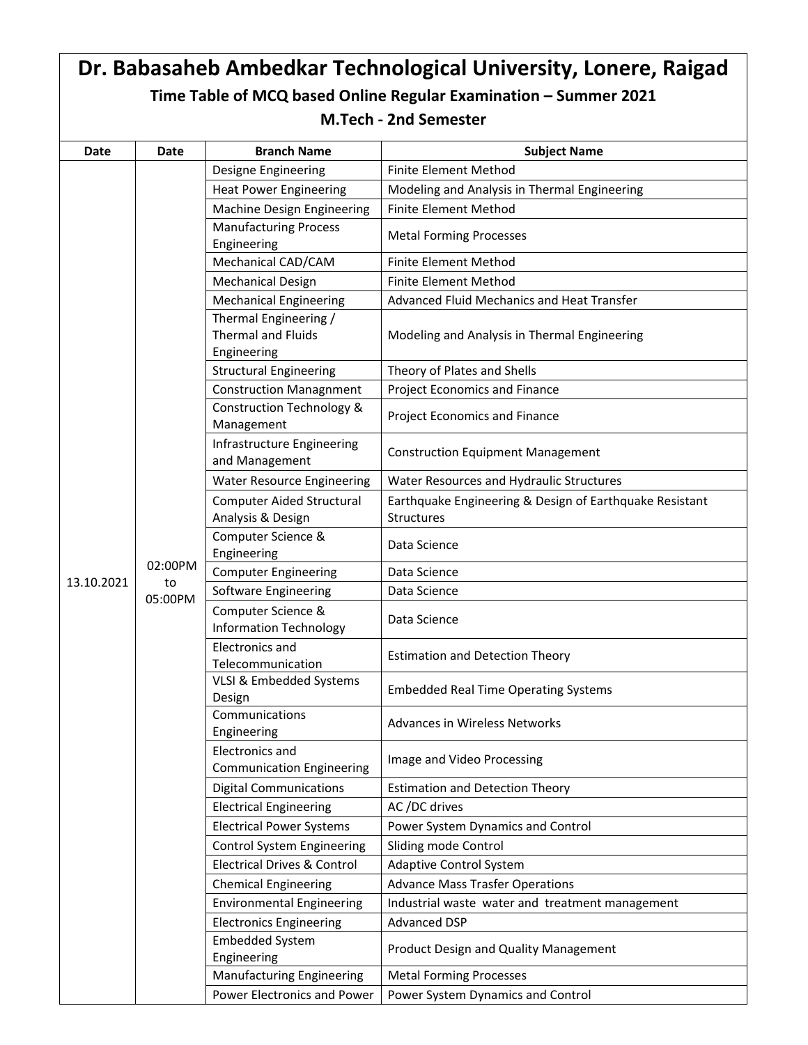# Dr. Babasaheb Ambedkar Technological University, Lonere, Raigad

## Time Table of MCQ based Online Regular Examination – Summer 2021

### M.Tech - 2nd Semester

| Date | Date | Branch Name | Subject Name |
|---|---|---|---|
| 13.10.2021 | 02:00PM to 05:00PM | Designe Engineering | Finite Element Method |
| | | Heat Power Engineering | Modeling and Analysis in Thermal Engineering |
| | | Machine Design Engineering | Finite Element Method |
| | | Manufacturing Process Engineering | Metal Forming Processes |
| | | Mechanical CAD/CAM | Finite Element Method |
| | | Mechanical Design | Finite Element Method |
| | | Mechanical Engineering | Advanced Fluid Mechanics and Heat Transfer |
| | | Thermal Engineering / Thermal and Fluids Engineering | Modeling and Analysis in Thermal Engineering |
| | | Structural Engineering | Theory of Plates and Shells |
| | | Construction Managnment | Project Economics and Finance |
| | | Construction Technology & Management | Project Economics and Finance |
| | | Infrastructure Engineering and Management | Construction Equipment Management |
| | | Water Resource Engineering | Water Resources and Hydraulic Structures |
| | | Computer Aided Structural Analysis & Design | Earthquake Engineering & Design of Earthquake Resistant Structures |
| | | Computer Science & Engineering | Data Science |
| | | Computer Engineering | Data Science |
| | | Software Engineering | Data Science |
| | | Computer Science & Information Technology | Data Science |
| | | Electronics and Telecommunication | Estimation and Detection Theory |
| | | VLSI & Embedded Systems Design | Embedded Real Time Operating Systems |
| | | Communications Engineering | Advances in Wireless Networks |
| | | Electronics and Communication Engineering | Image and Video Processing |
| | | Digital Communications | Estimation and Detection Theory |
| | | Electrical Engineering | AC /DC drives |
| | | Electrical Power Systems | Power System Dynamics and Control |
| | | Control System Engineering | Sliding mode Control |
| | | Electrical Drives & Control | Adaptive Control System |
| | | Chemical Engineering | Advance Mass Trasfer Operations |
| | | Environmental Engineering | Industrial waste water and treatment management |
| | | Electronics Engineering | Advanced DSP |
| | | Embedded System Engineering | Product Design and Quality Management |
| | | Manufacturing Engineering | Metal Forming Processes |
| | | Power Electronics and Power | Power System Dynamics and Control |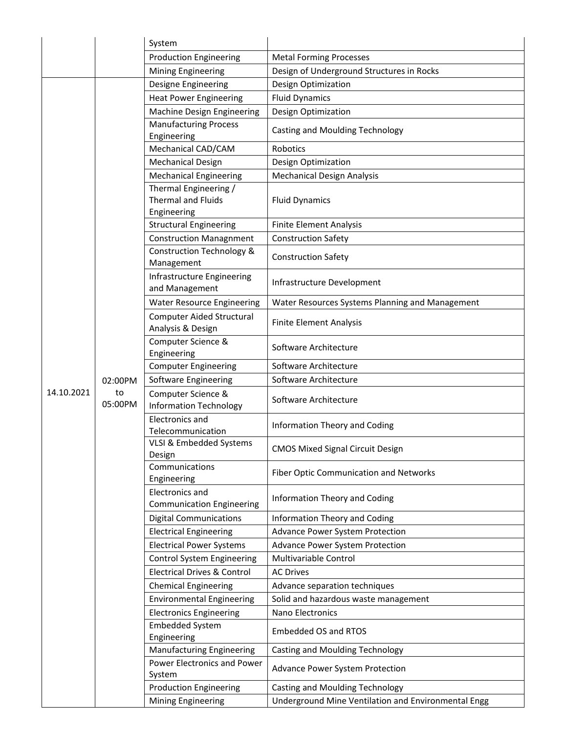| | | | |
|---|---|---|---|
| | | System | |
| | | Production Engineering | Metal Forming Processes |
| | | Mining Engineering | Design of Underground Structures in Rocks |
| 14.10.2021 | 02:00PM to 05:00PM | Designe Engineering | Design Optimization |
| | | Heat Power Engineering | Fluid Dynamics |
| | | Machine Design Engineering | Design Optimization |
| | | Manufacturing Process Engineering | Casting and Moulding Technology |
| | | Mechanical CAD/CAM | Robotics |
| | | Mechanical Design | Design Optimization |
| | | Mechanical Engineering | Mechanical Design Analysis |
| | | Thermal Engineering / Thermal and Fluids Engineering | Fluid Dynamics |
| | | Structural Engineering | Finite Element Analysis |
| | | Construction Managnment | Construction Safety |
| | | Construction Technology & Management | Construction Safety |
| | | Infrastructure Engineering and Management | Infrastructure Development |
| | | Water Resource Engineering | Water Resources Systems Planning and Management |
| | | Computer Aided Structural Analysis & Design | Finite Element Analysis |
| | | Computer Science & Engineering | Software Architecture |
| | | Computer Engineering | Software Architecture |
| | | Software Engineering | Software Architecture |
| | | Computer Science & Information Technology | Software Architecture |
| | | Electronics and Telecommunication | Information Theory and Coding |
| | | VLSI & Embedded Systems Design | CMOS Mixed Signal Circuit Design |
| | | Communications Engineering | Fiber Optic Communication and Networks |
| | | Electronics and Communication Engineering | Information Theory and Coding |
| | | Digital Communications | Information Theory and Coding |
| | | Electrical Engineering | Advance Power System Protection |
| | | Electrical Power Systems | Advance Power System Protection |
| | | Control System Engineering | Multivariable Control |
| | | Electrical Drives & Control | AC Drives |
| | | Chemical Engineering | Advance separation techniques |
| | | Environmental Engineering | Solid and hazardous waste management |
| | | Electronics Engineering | Nano Electronics |
| | | Embedded System Engineering | Embedded OS and RTOS |
| | | Manufacturing Engineering | Casting and Moulding Technology |
| | | Power Electronics and Power System | Advance Power System Protection |
| | | Production Engineering | Casting and Moulding Technology |
| | | Mining Engineering | Underground Mine Ventilation and Environmental Engg |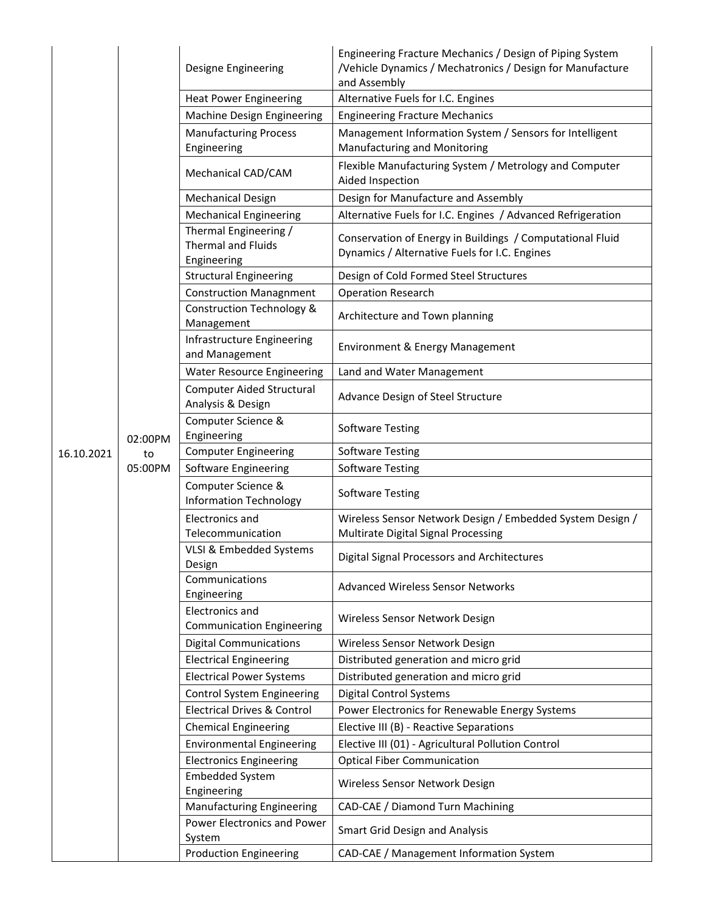| | | | |
|---|---|---|---|
| 16.10.2021 | 02:00PM to 05:00PM | Designe Engineering | Engineering Fracture Mechanics / Design of Piping System /Vehicle Dynamics / Mechatronics / Design for Manufacture and Assembly |
| | | Heat Power Engineering | Alternative Fuels for I.C. Engines |
| | | Machine Design Engineering | Engineering Fracture Mechanics |
| | | Manufacturing Process Engineering | Management Information System / Sensors for Intelligent Manufacturing and Monitoring |
| | | Mechanical CAD/CAM | Flexible Manufacturing System / Metrology and Computer Aided Inspection |
| | | Mechanical Design | Design for Manufacture and Assembly |
| | | Mechanical Engineering | Alternative Fuels for I.C. Engines / Advanced Refrigeration |
| | | Thermal Engineering / Thermal and Fluids Engineering | Conservation of Energy in Buildings / Computational Fluid Dynamics / Alternative Fuels for I.C. Engines |
| | | Structural Engineering | Design of Cold Formed Steel Structures |
| | | Construction Managnment | Operation Research |
| | | Construction Technology & Management | Architecture and Town planning |
| | | Infrastructure Engineering and Management | Environment & Energy Management |
| | | Water Resource Engineering | Land and Water Management |
| | | Computer Aided Structural Analysis & Design | Advance Design of Steel Structure |
| | | Computer Science & Engineering | Software Testing |
| | | Computer Engineering | Software Testing |
| | | Software Engineering | Software Testing |
| | | Computer Science & Information Technology | Software Testing |
| | | Electronics and Telecommunication | Wireless Sensor Network Design / Embedded System Design / Multirate Digital Signal Processing |
| | | VLSI & Embedded Systems Design | Digital Signal Processors and Architectures |
| | | Communications Engineering | Advanced Wireless Sensor Networks |
| | | Electronics and Communication Engineering | Wireless Sensor Network Design |
| | | Digital Communications | Wireless Sensor Network Design |
| | | Electrical Engineering | Distributed generation and micro grid |
| | | Electrical Power Systems | Distributed generation and micro grid |
| | | Control System Engineering | Digital Control Systems |
| | | Electrical Drives & Control | Power Electronics for Renewable Energy Systems |
| | | Chemical Engineering | Elective III (B) - Reactive Separations |
| | | Environmental Engineering | Elective III (01) - Agricultural Pollution Control |
| | | Electronics Engineering | Optical Fiber Communication |
| | | Embedded System Engineering | Wireless Sensor Network Design |
| | | Manufacturing Engineering | CAD-CAE / Diamond Turn Machining |
| | | Power Electronics and Power System | Smart Grid Design and Analysis |
| | | Production Engineering | CAD-CAE / Management Information System |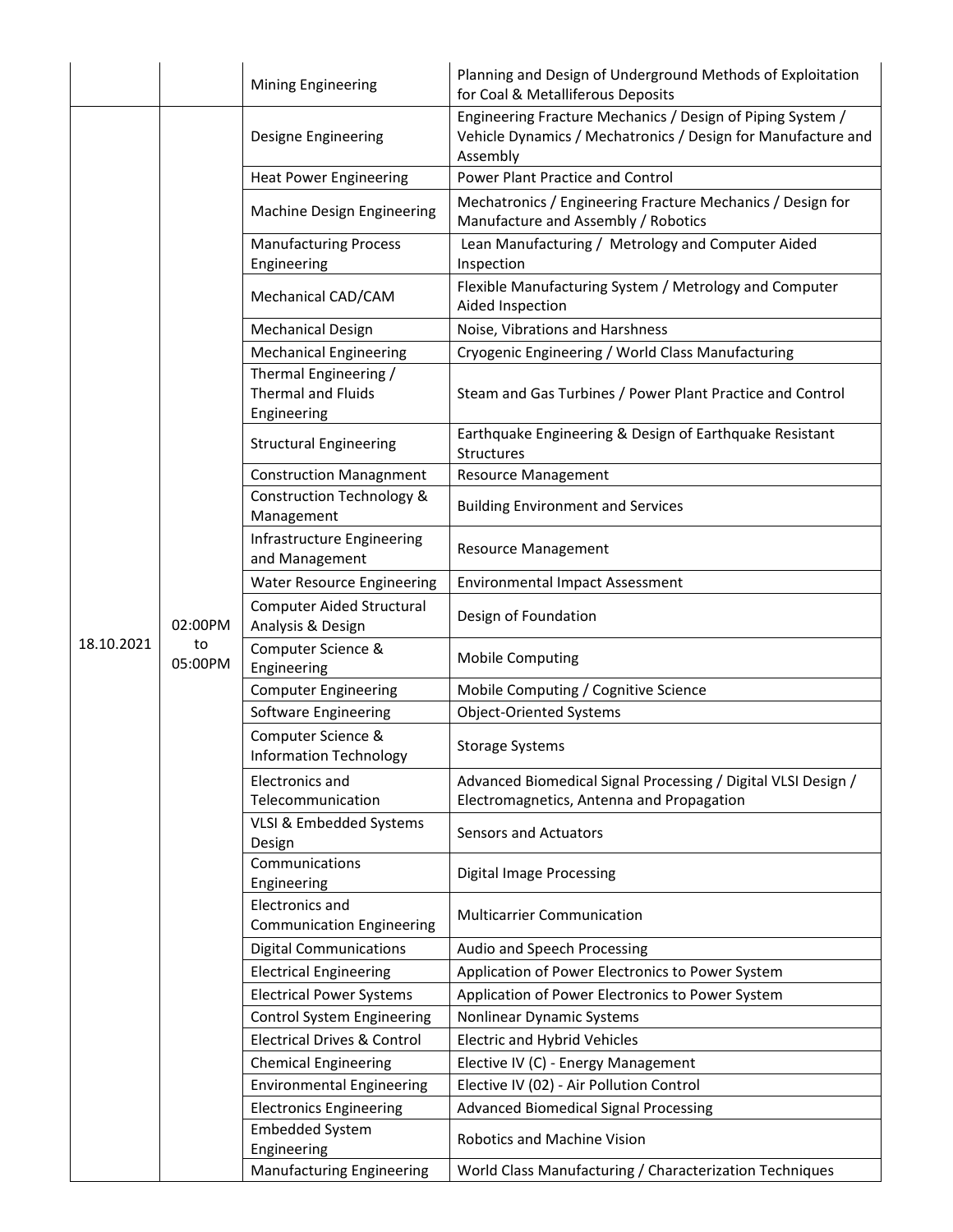| | | | |
|---|---|---|---|
| | | Mining Engineering | Planning and Design of Underground Methods of Exploitation for Coal & Metalliferous Deposits |
| 18.10.2021 | 02:00PM to 05:00PM | Designe Engineering | Engineering Fracture Mechanics / Design of Piping System / Vehicle Dynamics / Mechatronics / Design for Manufacture and Assembly |
| | | Heat Power Engineering | Power Plant Practice and Control |
| | | Machine Design Engineering | Mechatronics / Engineering Fracture Mechanics / Design for Manufacture and Assembly / Robotics |
| | | Manufacturing Process Engineering | Lean Manufacturing / Metrology and Computer Aided Inspection |
| | | Mechanical CAD/CAM | Flexible Manufacturing System / Metrology and Computer Aided Inspection |
| | | Mechanical Design | Noise, Vibrations and Harshness |
| | | Mechanical Engineering | Cryogenic Engineering / World Class Manufacturing |
| | | Thermal Engineering / Thermal and Fluids Engineering | Steam and Gas Turbines / Power Plant Practice and Control |
| | | Structural Engineering | Earthquake Engineering & Design of Earthquake Resistant Structures |
| | | Construction Managnment | Resource Management |
| | | Construction Technology & Management | Building Environment and Services |
| | | Infrastructure Engineering and Management | Resource Management |
| | | Water Resource Engineering | Environmental Impact Assessment |
| | | Computer Aided Structural Analysis & Design | Design of Foundation |
| | | Computer Science & Engineering | Mobile Computing |
| | | Computer Engineering | Mobile Computing / Cognitive Science |
| | | Software Engineering | Object-Oriented Systems |
| | | Computer Science & Information Technology | Storage Systems |
| | | Electronics and Telecommunication | Advanced Biomedical Signal Processing / Digital VLSI Design / Electromagnetics, Antenna and Propagation |
| | | VLSI & Embedded Systems Design | Sensors and Actuators |
| | | Communications Engineering | Digital Image Processing |
| | | Electronics and Communication Engineering | Multicarrier Communication |
| | | Digital Communications | Audio and Speech Processing |
| | | Electrical Engineering | Application of Power Electronics to Power System |
| | | Electrical Power Systems | Application of Power Electronics to Power System |
| | | Control System Engineering | Nonlinear Dynamic Systems |
| | | Electrical Drives & Control | Electric and Hybrid Vehicles |
| | | Chemical Engineering | Elective IV (C) - Energy Management |
| | | Environmental Engineering | Elective IV (02) - Air Pollution Control |
| | | Electronics Engineering | Advanced Biomedical Signal Processing |
| | | Embedded System Engineering | Robotics and Machine Vision |
| | | Manufacturing Engineering | World Class Manufacturing / Characterization Techniques |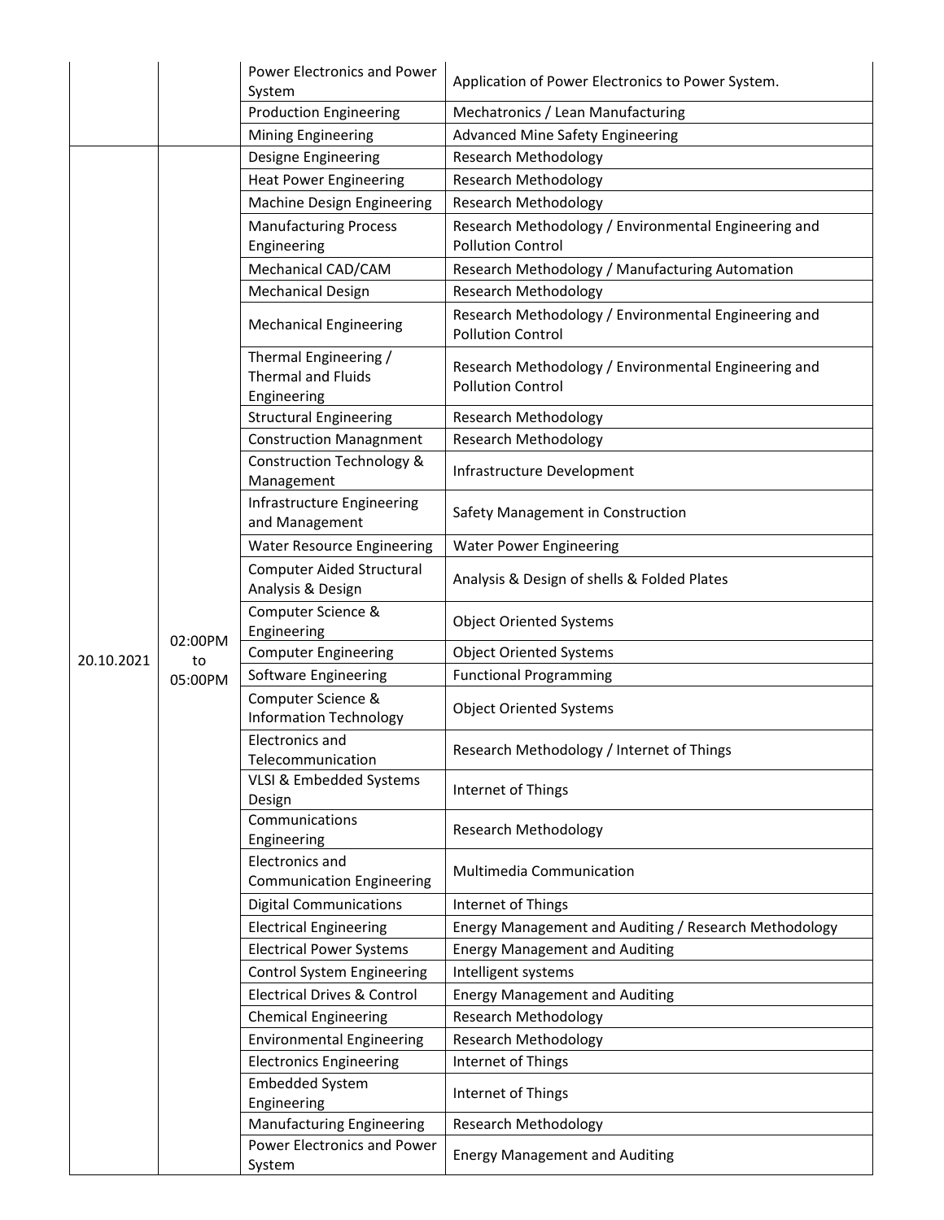| | | Power Electronics and Power System | Application of Power Electronics to Power System. |
|---|---|---|---|
| | | Production Engineering | Mechatronics / Lean Manufacturing |
| | | Mining Engineering | Advanced Mine Safety Engineering |
| 20.10.2021 | 02:00PM to 05:00PM | Designe Engineering | Research Methodology |
| | | Heat Power Engineering | Research Methodology |
| | | Machine Design Engineering | Research Methodology |
| | | Manufacturing Process Engineering | Research Methodology / Environmental Engineering and Pollution Control |
| | | Mechanical CAD/CAM | Research Methodology / Manufacturing Automation |
| | | Mechanical Design | Research Methodology |
| | | Mechanical Engineering | Research Methodology / Environmental Engineering and Pollution Control |
| | | Thermal Engineering / Thermal and Fluids Engineering | Research Methodology / Environmental Engineering and Pollution Control |
| | | Structural Engineering | Research Methodology |
| | | Construction Managnment | Research Methodology |
| | | Construction Technology & Management | Infrastructure Development |
| | | Infrastructure Engineering and Management | Safety Management in Construction |
| | | Water Resource Engineering | Water Power Engineering |
| | | Computer Aided Structural Analysis & Design | Analysis & Design of shells & Folded Plates |
| | | Computer Science & Engineering | Object Oriented Systems |
| | | Computer Engineering | Object Oriented Systems |
| | | Software Engineering | Functional Programming |
| | | Computer Science & Information Technology | Object Oriented Systems |
| | | Electronics and Telecommunication | Research Methodology / Internet of Things |
| | | VLSI & Embedded Systems Design | Internet of Things |
| | | Communications Engineering | Research Methodology |
| | | Electronics and Communication Engineering | Multimedia Communication |
| | | Digital Communications | Internet of Things |
| | | Electrical Engineering | Energy Management and Auditing / Research Methodology |
| | | Electrical Power Systems | Energy Management and Auditing |
| | | Control System Engineering | Intelligent systems |
| | | Electrical Drives & Control | Energy Management and Auditing |
| | | Chemical Engineering | Research Methodology |
| | | Environmental Engineering | Research Methodology |
| | | Electronics Engineering | Internet of Things |
| | | Embedded System Engineering | Internet of Things |
| | | Manufacturing Engineering | Research Methodology |
| | | Power Electronics and Power System | Energy Management and Auditing |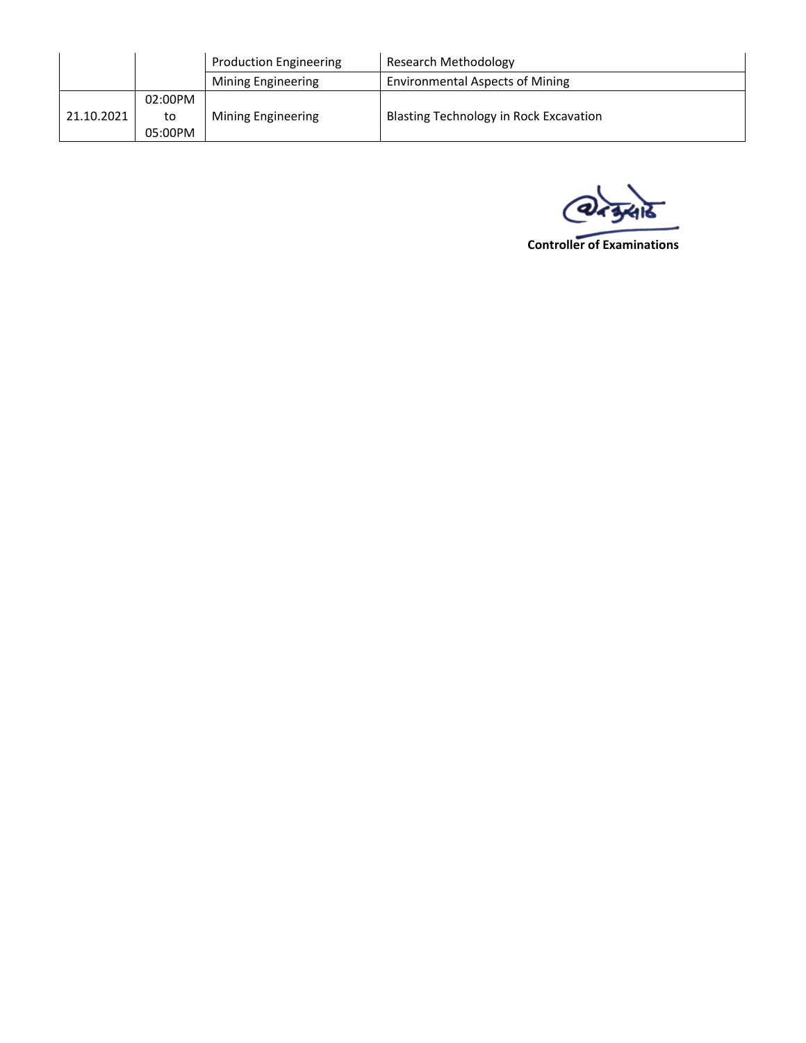| | | | |
|---|---|---|---|
| | | Production Engineering | Research Methodology |
| | | Mining Engineering | Environmental Aspects of Mining |
| 21.10.2021 | 02:00PM to 05:00PM | Mining Engineering | Blasting Technology in Rock Excavation |

**Controller of Examinations**